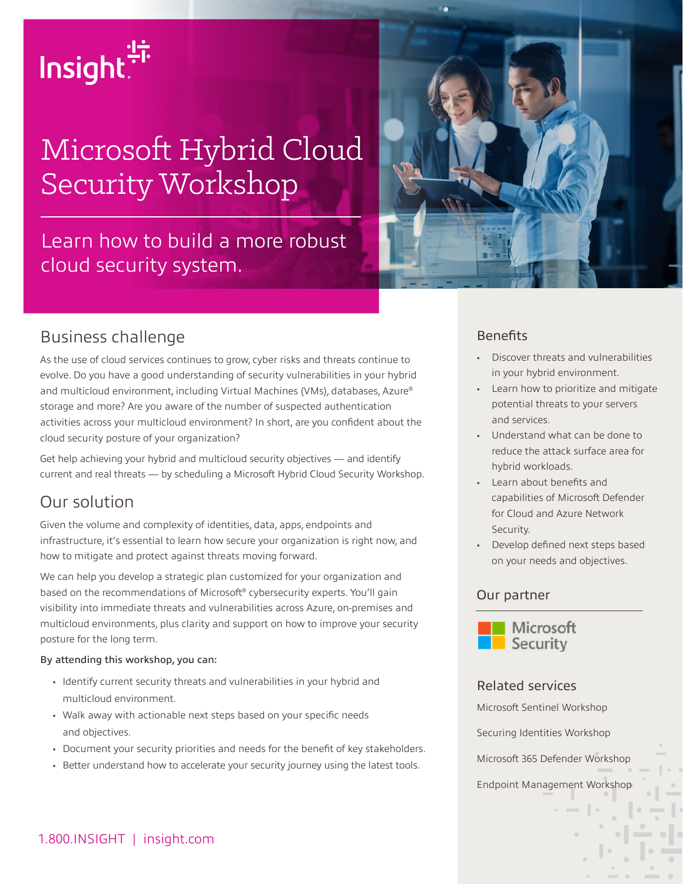Insight

# Microsoft Hybrid Cloud Security Workshop

Learn how to build a more robust cloud security system.

## Business challenge

As the use of cloud services continues to grow, cyber risks and threats continue to evolve. Do you have a good understanding of security vulnerabilities in your hybrid and multicloud environment, including Virtual Machines (VMs), databases, Azure® storage and more? Are you aware of the number of suspected authentication activities across your multicloud environment? In short, are you confident about the cloud security posture of your organization?

Get help achieving your hybrid and multicloud security objectives — and identify current and real threats — by scheduling a Microsoft Hybrid Cloud Security Workshop.

## Our solution

Given the volume and complexity of identities, data, apps, endpoints and infrastructure, it's essential to learn how secure your organization is right now, and how to mitigate and protect against threats moving forward.

We can help you develop a strategic plan customized for your organization and based on the recommendations of Microsoft® cybersecurity experts. You'll gain visibility into immediate threats and vulnerabilities across Azure, on-premises and multicloud environments, plus clarity and support on how to improve your security posture for the long term.

**By attending this workshop, you can:**

- Identify current security threats and vulnerabilities in your hybrid and multicloud environment.
- Walk away with actionable next steps based on your specific needs and objectives.
- Document your security priorities and needs for the benefit of key stakeholders.
- Better understand how to accelerate your security journey using the latest tools.

## Benefits

- Discover threats and vulnerabilities in your hybrid environment.
- Learn how to prioritize and mitigate potential threats to your servers and services.
- Understand what can be done to reduce the attack surface area for hybrid workloads.
- Learn about benefits and capabilities of Microsoft Defender for Cloud and Azure Network Security.
- Develop defined next steps based on your needs and objectives.

## Our partner

Microsoft Security

## Related services

Microsoft Sentinel Workshop

Securing Identities Workshop

Microsoft 365 Defender Workshop

Endpoint Management Workshop

1.800.INSIGHT | insight.com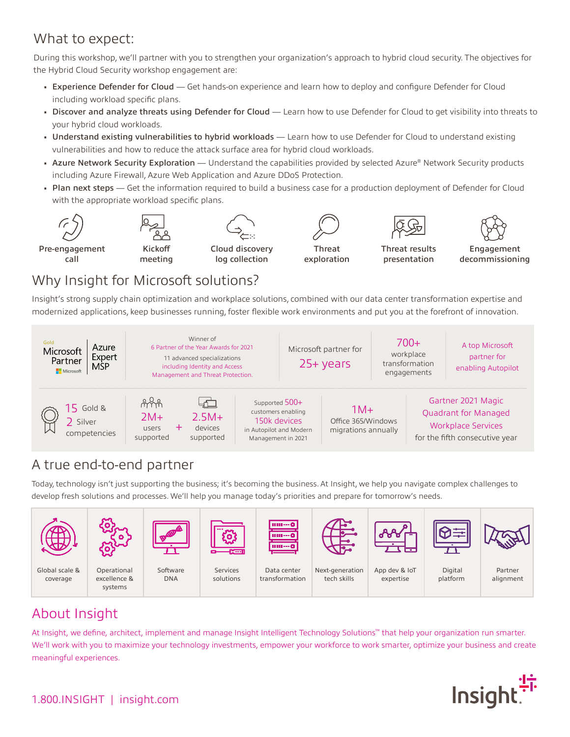## What to expect:

During this workshop, we'll partner with you to strengthen your organization's approach to hybrid cloud security. The objectives for the Hybrid Cloud Security workshop engagement are:

- **Experience Defender for Cloud** — Get hands-on experience and learn how to deploy and configure Defender for Cloud including workload specific plans.
- **Discover and analyze threats using Defender for Cloud** — Learn how to use Defender for Cloud to get visibility into threats to your hybrid cloud workloads.
- **Understand existing vulnerabilities to hybrid workloads** — Learn how to use Defender for Cloud to understand existing vulnerabilities and how to reduce the attack surface area for hybrid cloud workloads.
- **Azure Network Security Exploration** — Understand the capabilities provided by selected Azure® Network Security products including Azure Firewall, Azure Web Application and Azure DDoS Protection.
- **Plan next steps** — Get the information required to build a business case for a production deployment of Defender for Cloud with the appropriate workload specific plans.

Pre-engagement call

Kickoff meeting

Cloud discovery log collection

Threat exploration

Threat results presentation

Engagement decommissioning

## Why Insight for Microsoft solutions?

Insight's strong supply chain optimization and workplace solutions, combined with our data center transformation expertise and modernized applications, keep businesses running, foster flexible work environments and put you at the forefront of innovation.

Gold Microsoft Partner | Azure Expert MSP

Winner of 6 Partner of the Year Awards for 2021
11 advanced specializations including Identity and Access Management and Threat Protection.

Microsoft partner for 25+ years

700+ workplace transformation engagements

A top Microsoft partner for enabling Autopilot

15 Gold & 2 Silver competencies

2M+ users supported + 2.5M+ devices supported

Supported 500+ customers enabling 150k devices in Autopilot and Modern Management in 2021

1M+ Office 365/Windows migrations annually

Gartner 2021 Magic Quadrant for Managed Workplace Services for the fifth consecutive year

## A true end-to-end partner

Today, technology isn't just supporting the business; it's becoming the business. At Insight, we help you navigate complex challenges to develop fresh solutions and processes. We'll help you manage today's priorities and prepare for tomorrow's needs.

Global scale & coverage

Operational excellence & systems

Software DNA

Services solutions

Data center transformation

Next-generation tech skills

App dev & IoT expertise

Digital platform

Partner alignment

## About Insight

At Insight, we define, architect, implement and manage Insight Intelligent Technology Solutions™ that help your organization run smarter. We'll work with you to maximize your technology investments, empower your workforce to work smarter, optimize your business and create meaningful experiences.

1.800.INSIGHT | insight.com

Insight